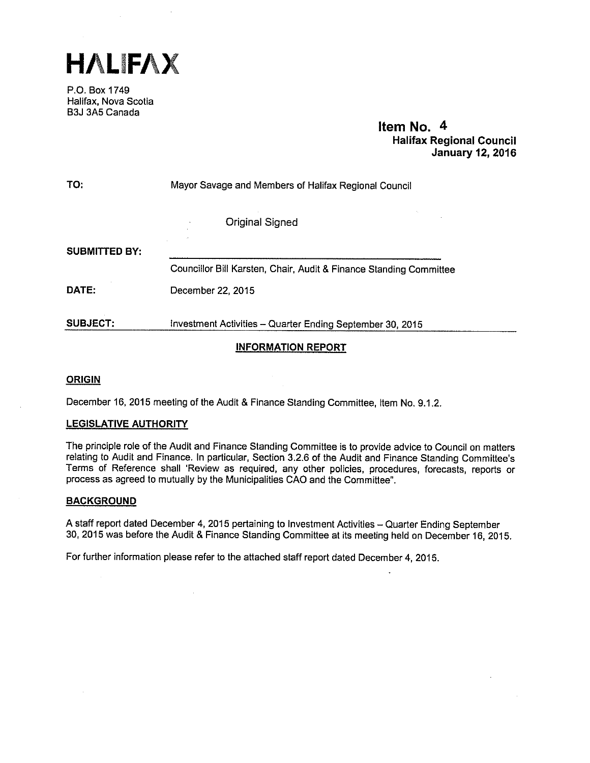# HALIFAX

P.O. Box 1749
Halifax, Nova Scotia
B3J 3A5 Canada

**Item No. 4**
**Halifax Regional Council**
**January 12, 2016**

**TO:** Mayor Savage and Members of Halifax Regional Council

Original Signed

**SUBMITTED BY:**

Councillor Bill Karsten, Chair, Audit & Finance Standing Committee

**DATE:** December 22, 2015

**SUBJECT:** Investment Activities – Quarter Ending September 30, 2015

## INFORMATION REPORT

### ORIGIN

December 16, 2015 meeting of the Audit & Finance Standing Committee, Item No. 9.1.2.

### LEGISLATIVE AUTHORITY

The principle role of the Audit and Finance Standing Committee is to provide advice to Council on matters relating to Audit and Finance. In particular, Section 3.2.6 of the Audit and Finance Standing Committee's Terms of Reference shall 'Review as required, any other policies, procedures, forecasts, reports or process as agreed to mutually by the Municipalities CAO and the Committee".

### BACKGROUND

A staff report dated December 4, 2015 pertaining to Investment Activities – Quarter Ending September 30, 2015 was before the Audit & Finance Standing Committee at its meeting held on December 16, 2015.

For further information please refer to the attached staff report dated December 4, 2015.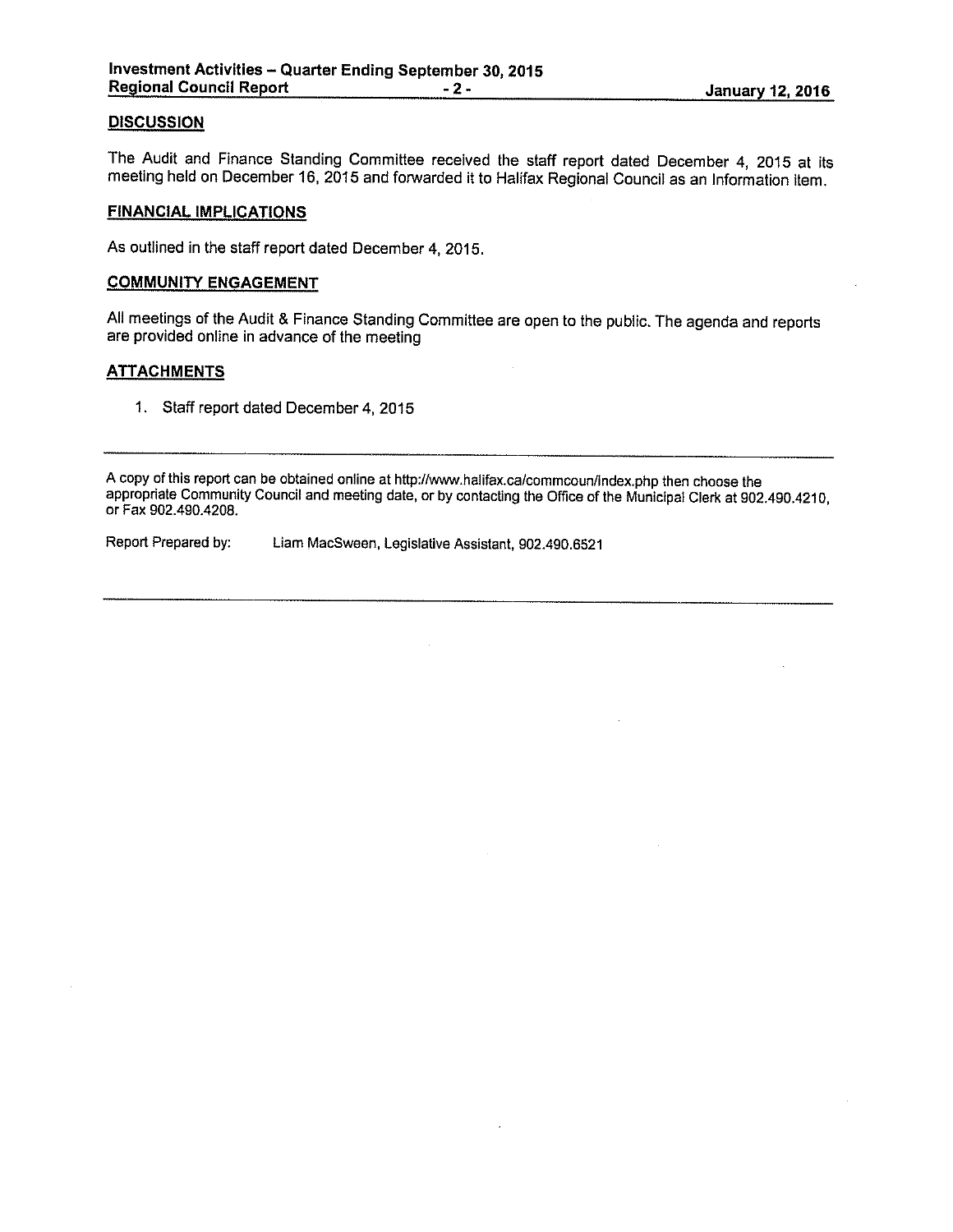## DISCUSSION

The Audit and Finance Standing Committee received the staff report dated December 4, 2015 at its meeting held on December 16, 2015 and forwarded it to Halifax Regional Council as an Information item.

## FINANCIAL IMPLICATIONS

As outlined in the staff report dated December 4, 2015.

## COMMUNITY ENGAGEMENT

All meetings of the Audit & Finance Standing Committee are open to the public. The agenda and reports are provided online in advance of the meeting

## ATTACHMENTS

1. Staff report dated December 4, 2015

---

A copy of this report can be obtained online at http://www.halifax.ca/commcoun/index.php then choose the appropriate Community Council and meeting date, or by contacting the Office of the Municipal Clerk at 902.490.4210, or Fax 902.490.4208.

Report Prepared by: Liam MacSween, Legislative Assistant, 902.490.6521

---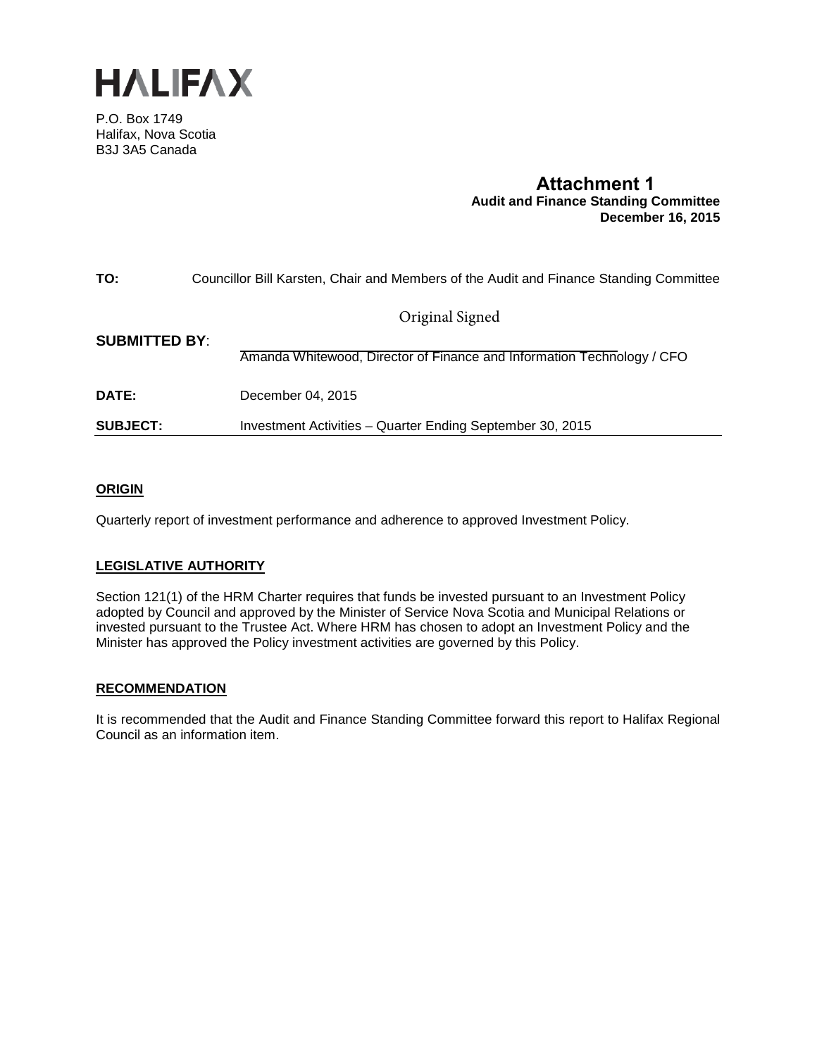# HALIFAX

P.O. Box 1749
Halifax, Nova Scotia
B3J 3A5 Canada

**Attachment 1**
**Audit and Finance Standing Committee**
**December 16, 2015**

**TO:** Councillor Bill Karsten, Chair and Members of the Audit and Finance Standing Committee

**SUBMITTED BY**: Original Signed
Amanda Whitewood, Director of Finance and Information Technology / CFO

**DATE:** December 04, 2015

**SUBJECT:** Investment Activities – Quarter Ending September 30, 2015

## ORIGIN

Quarterly report of investment performance and adherence to approved Investment Policy.

## LEGISLATIVE AUTHORITY

Section 121(1) of the HRM Charter requires that funds be invested pursuant to an Investment Policy adopted by Council and approved by the Minister of Service Nova Scotia and Municipal Relations or invested pursuant to the Trustee Act. Where HRM has chosen to adopt an Investment Policy and the Minister has approved the Policy investment activities are governed by this Policy.

## RECOMMENDATION

It is recommended that the Audit and Finance Standing Committee forward this report to Halifax Regional Council as an information item.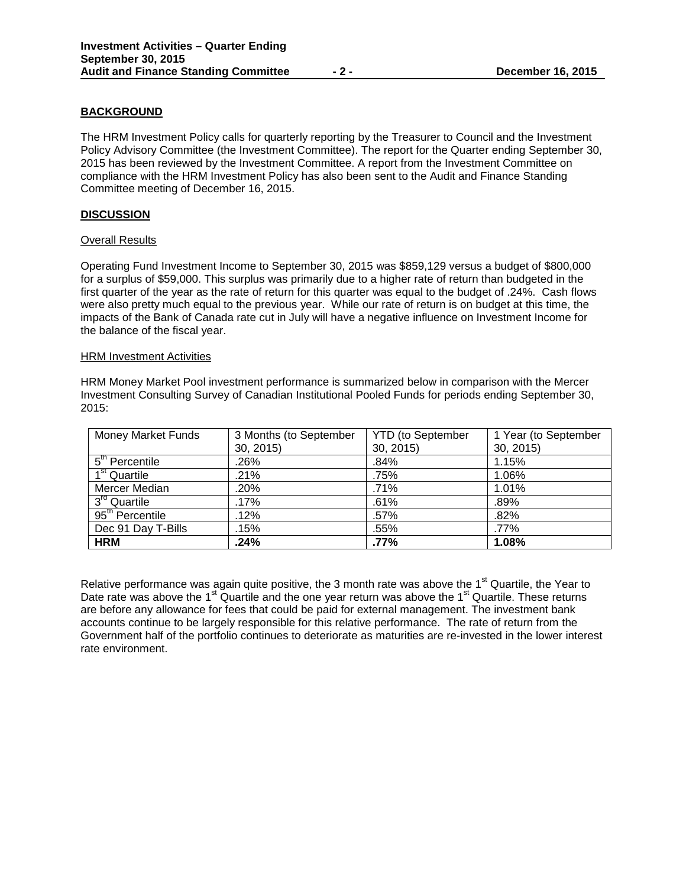## BACKGROUND

The HRM Investment Policy calls for quarterly reporting by the Treasurer to Council and the Investment Policy Advisory Committee (the Investment Committee). The report for the Quarter ending September 30, 2015 has been reviewed by the Investment Committee. A report from the Investment Committee on compliance with the HRM Investment Policy has also been sent to the Audit and Finance Standing Committee meeting of December 16, 2015.

## DISCUSSION

### Overall Results

Operating Fund Investment Income to September 30, 2015 was $859,129 versus a budget of $800,000 for a surplus of $59,000. This surplus was primarily due to a higher rate of return than budgeted in the first quarter of the year as the rate of return for this quarter was equal to the budget of .24%. Cash flows were also pretty much equal to the previous year. While our rate of return is on budget at this time, the impacts of the Bank of Canada rate cut in July will have a negative influence on Investment Income for the balance of the fiscal year.

### HRM Investment Activities

HRM Money Market Pool investment performance is summarized below in comparison with the Mercer Investment Consulting Survey of Canadian Institutional Pooled Funds for periods ending September 30, 2015:

| Money Market Funds | 3 Months (to September 30, 2015) | YTD (to September 30, 2015) | 1 Year (to September 30, 2015) |
|---|---|---|---|
| 5th Percentile | .26% | .84% | 1.15% |
| 1st Quartile | .21% | .75% | 1.06% |
| Mercer Median | .20% | .71% | 1.01% |
| 3rd Quartile | .17% | .61% | .89% |
| 95th Percentile | .12% | .57% | .82% |
| Dec 91 Day T-Bills | .15% | .55% | .77% |
| **HRM** | **.24%** | **.77%** | **1.08%** |

Relative performance was again quite positive, the 3 month rate was above the 1st Quartile, the Year to Date rate was above the 1st Quartile and the one year return was above the 1st Quartile. These returns are before any allowance for fees that could be paid for external management. The investment bank accounts continue to be largely responsible for this relative performance. The rate of return from the Government half of the portfolio continues to deteriorate as maturities are re-invested in the lower interest rate environment.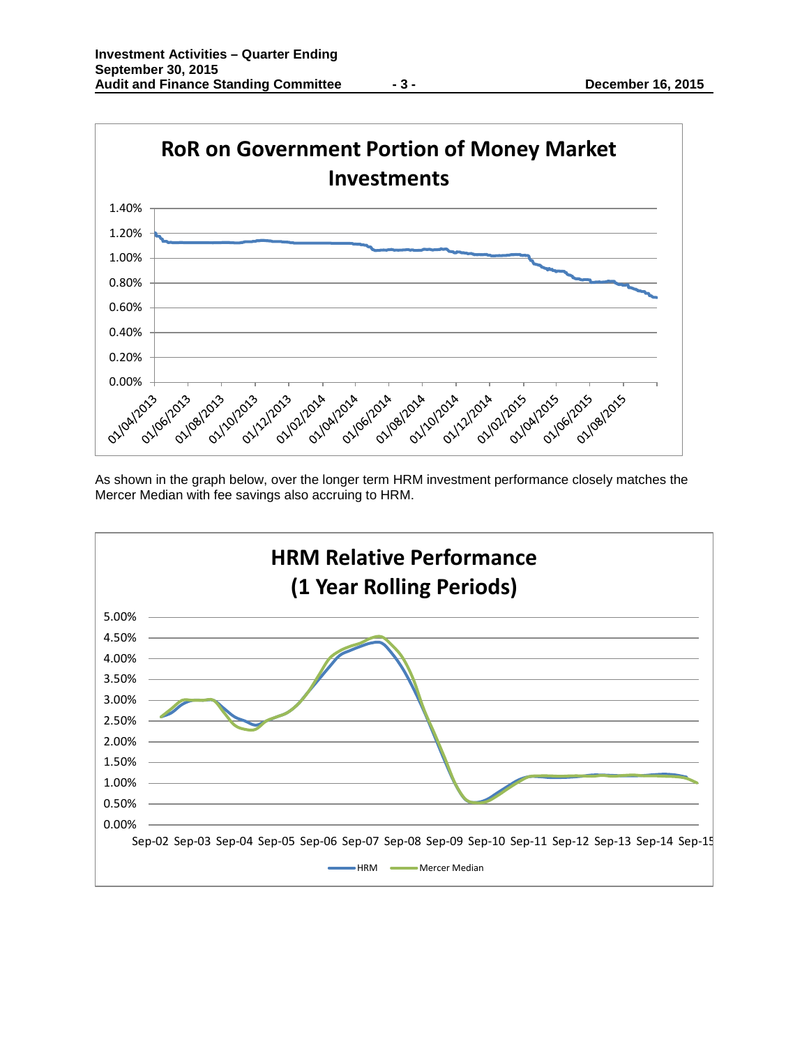**RoR on Government Portion of Money Market Investments**

As shown in the graph below, over the longer term HRM investment performance closely matches the Mercer Median with fee savings also accruing to HRM.

**HRM Relative Performance (1 Year Rolling Periods)**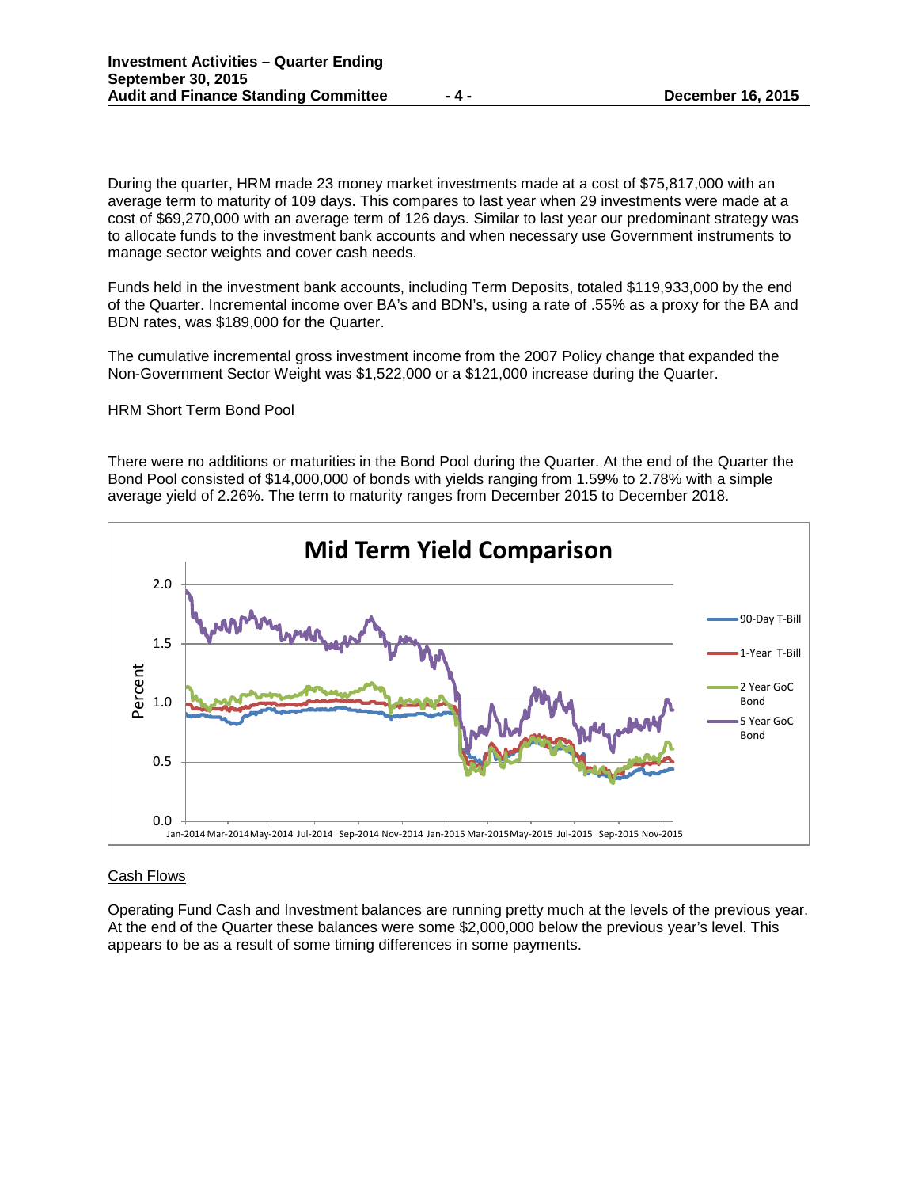During the quarter, HRM made 23 money market investments made at a cost of $75,817,000 with an average term to maturity of 109 days. This compares to last year when 29 investments were made at a cost of $69,270,000 with an average term of 126 days. Similar to last year our predominant strategy was to allocate funds to the investment bank accounts and when necessary use Government instruments to manage sector weights and cover cash needs.

Funds held in the investment bank accounts, including Term Deposits, totaled $119,933,000 by the end of the Quarter. Incremental income over BA's and BDN's, using a rate of .55% as a proxy for the BA and BDN rates, was $189,000 for the Quarter.

The cumulative incremental gross investment income from the 2007 Policy change that expanded the Non-Government Sector Weight was $1,522,000 or a $121,000 increase during the Quarter.

HRM Short Term Bond Pool

There were no additions or maturities in the Bond Pool during the Quarter. At the end of the Quarter the Bond Pool consisted of $14,000,000 of bonds with yields ranging from 1.59% to 2.78% with a simple average yield of 2.26%. The term to maturity ranges from December 2015 to December 2018.

**Mid Term Yield Comparison**

Cash Flows

Operating Fund Cash and Investment balances are running pretty much at the levels of the previous year. At the end of the Quarter these balances were some $2,000,000 below the previous year's level. This appears to be as a result of some timing differences in some payments.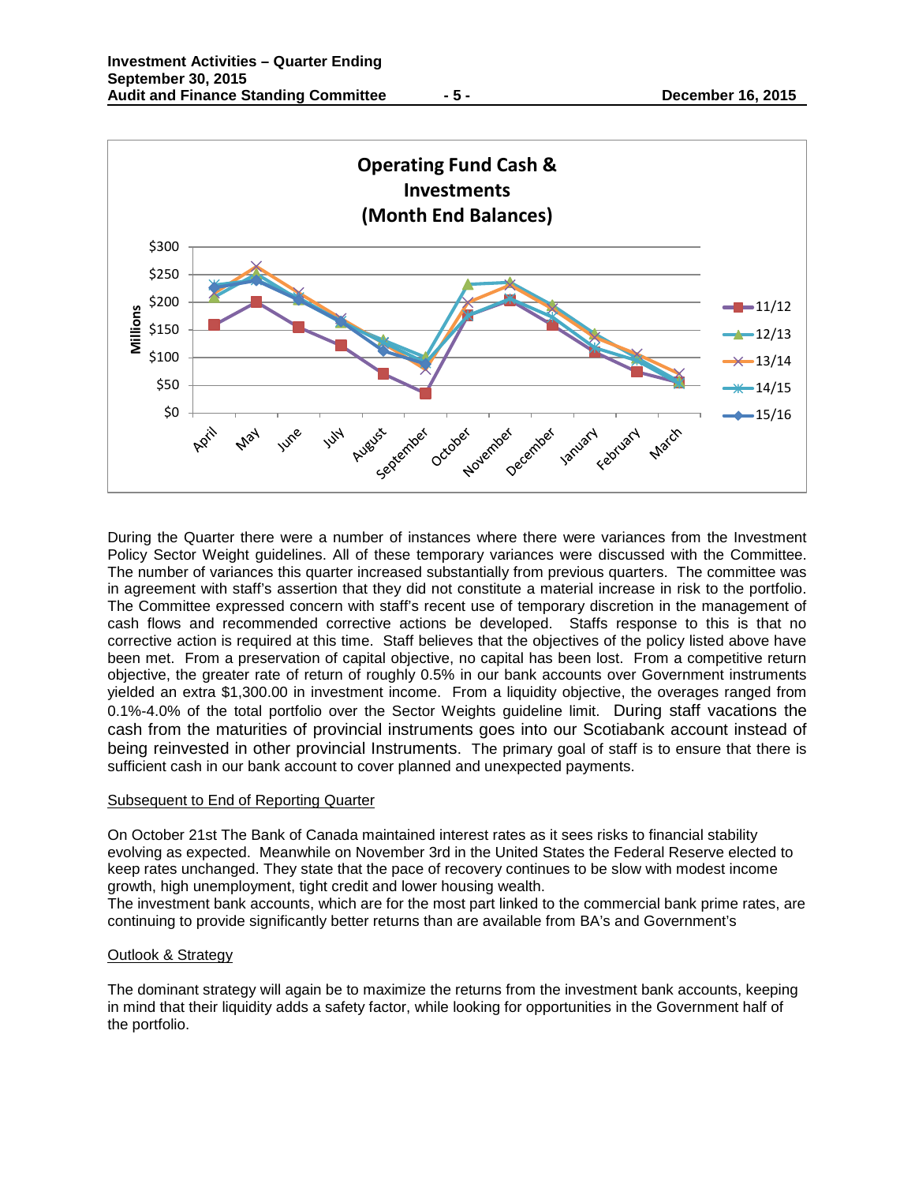Operating Fund Cash & Investments (Month End Balances)

During the Quarter there were a number of instances where there were variances from the Investment Policy Sector Weight guidelines. All of these temporary variances were discussed with the Committee. The number of variances this quarter increased substantially from previous quarters. The committee was in agreement with staff's assertion that they did not constitute a material increase in risk to the portfolio. The Committee expressed concern with staff's recent use of temporary discretion in the management of cash flows and recommended corrective actions be developed. Staffs response to this is that no corrective action is required at this time. Staff believes that the objectives of the policy listed above have been met. From a preservation of capital objective, no capital has been lost. From a competitive return objective, the greater rate of return of roughly 0.5% in our bank accounts over Government instruments yielded an extra $1,300.00 in investment income. From a liquidity objective, the overages ranged from 0.1%-4.0% of the total portfolio over the Sector Weights guideline limit. During staff vacations the cash from the maturities of provincial instruments goes into our Scotiabank account instead of being reinvested in other provincial Instruments. The primary goal of staff is to ensure that there is sufficient cash in our bank account to cover planned and unexpected payments.

## Subsequent to End of Reporting Quarter

On October 21st The Bank of Canada maintained interest rates as it sees risks to financial stability evolving as expected. Meanwhile on November 3rd in the United States the Federal Reserve elected to keep rates unchanged. They state that the pace of recovery continues to be slow with modest income growth, high unemployment, tight credit and lower housing wealth.
The investment bank accounts, which are for the most part linked to the commercial bank prime rates, are continuing to provide significantly better returns than are available from BA's and Government's

## Outlook & Strategy

The dominant strategy will again be to maximize the returns from the investment bank accounts, keeping in mind that their liquidity adds a safety factor, while looking for opportunities in the Government half of the portfolio.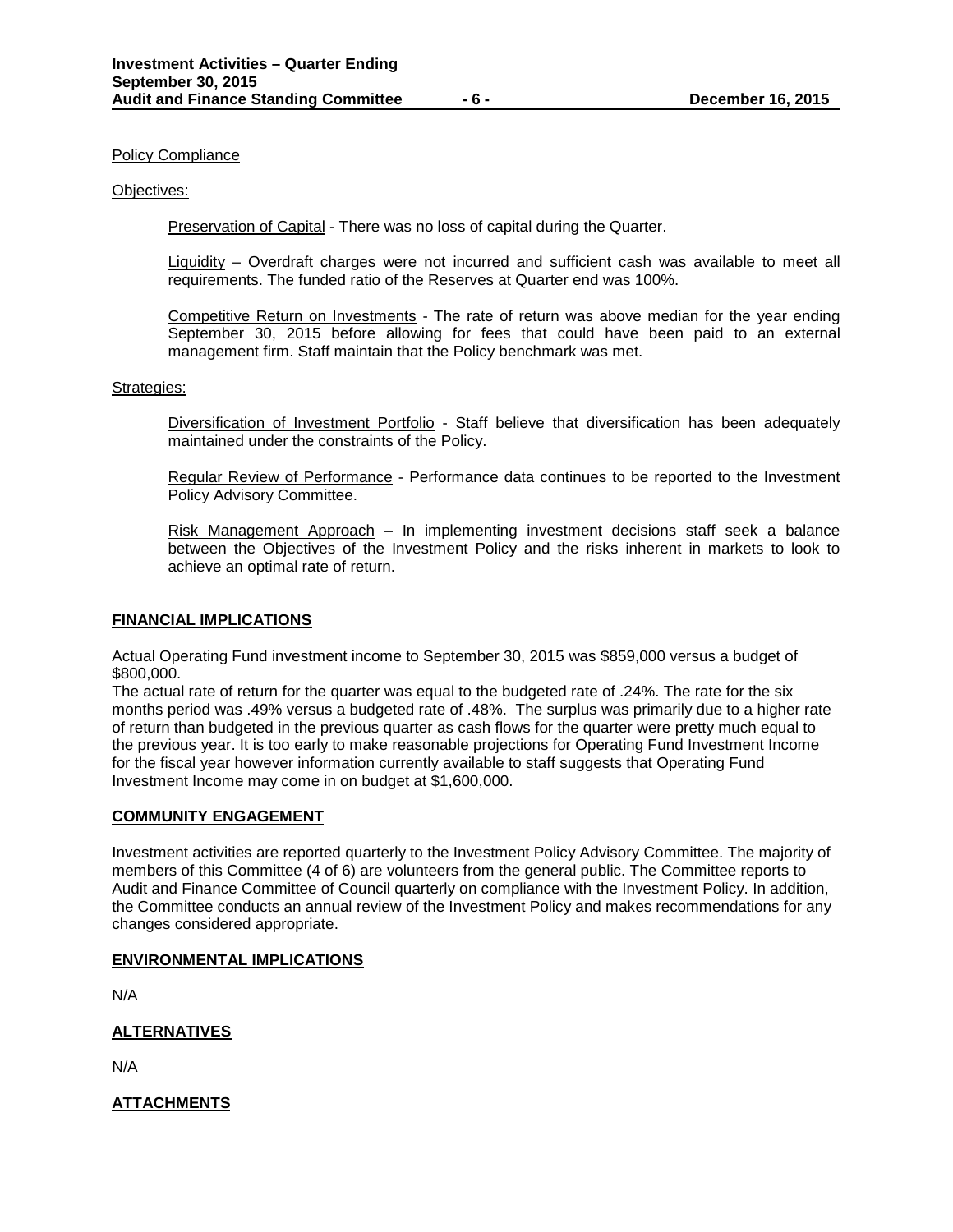Policy Compliance

Objectives:

Preservation of Capital - There was no loss of capital during the Quarter.

Liquidity – Overdraft charges were not incurred and sufficient cash was available to meet all requirements. The funded ratio of the Reserves at Quarter end was 100%.

Competitive Return on Investments - The rate of return was above median for the year ending September 30, 2015 before allowing for fees that could have been paid to an external management firm. Staff maintain that the Policy benchmark was met.

Strategies:

Diversification of Investment Portfolio - Staff believe that diversification has been adequately maintained under the constraints of the Policy.

Regular Review of Performance - Performance data continues to be reported to the Investment Policy Advisory Committee.

Risk Management Approach – In implementing investment decisions staff seek a balance between the Objectives of the Investment Policy and the risks inherent in markets to look to achieve an optimal rate of return.

## FINANCIAL IMPLICATIONS

Actual Operating Fund investment income to September 30, 2015 was $859,000 versus a budget of $800,000.
The actual rate of return for the quarter was equal to the budgeted rate of .24%. The rate for the six months period was .49% versus a budgeted rate of .48%. The surplus was primarily due to a higher rate of return than budgeted in the previous quarter as cash flows for the quarter were pretty much equal to the previous year. It is too early to make reasonable projections for Operating Fund Investment Income for the fiscal year however information currently available to staff suggests that Operating Fund Investment Income may come in on budget at $1,600,000.

## COMMUNITY ENGAGEMENT

Investment activities are reported quarterly to the Investment Policy Advisory Committee. The majority of members of this Committee (4 of 6) are volunteers from the general public. The Committee reports to Audit and Finance Committee of Council quarterly on compliance with the Investment Policy. In addition, the Committee conducts an annual review of the Investment Policy and makes recommendations for any changes considered appropriate.

## ENVIRONMENTAL IMPLICATIONS

N/A

## ALTERNATIVES

N/A

## ATTACHMENTS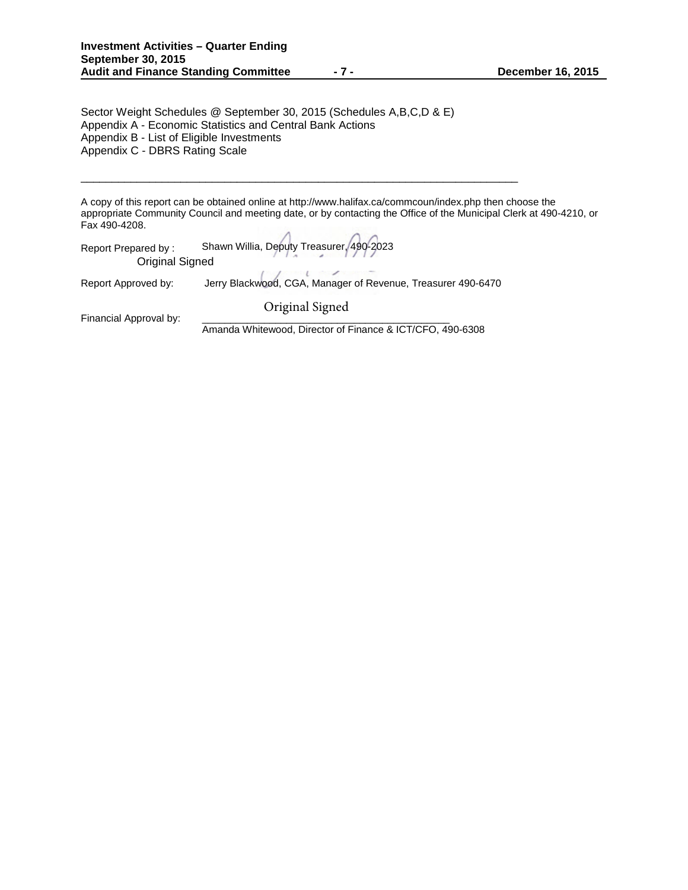Sector Weight Schedules @ September 30, 2015 (Schedules A,B,C,D & E)
Appendix A - Economic Statistics and Central Bank Actions
Appendix B - List of Eligible Investments
Appendix C - DBRS Rating Scale

---

A copy of this report can be obtained online at http://www.halifax.ca/commcoun/index.php then choose the appropriate Community Council and meeting date, or by contacting the Office of the Municipal Clerk at 490-4210, or Fax 490-4208.

Report Prepared by : Shawn Willia, Deputy Treasurer, 490-2023

Original Signed

Report Approved by: Jerry Blackwood, CGA, Manager of Revenue, Treasurer 490-6470

Original Signed

Financial Approval by: Amanda Whitewood, Director of Finance & ICT/CFO, 490-6308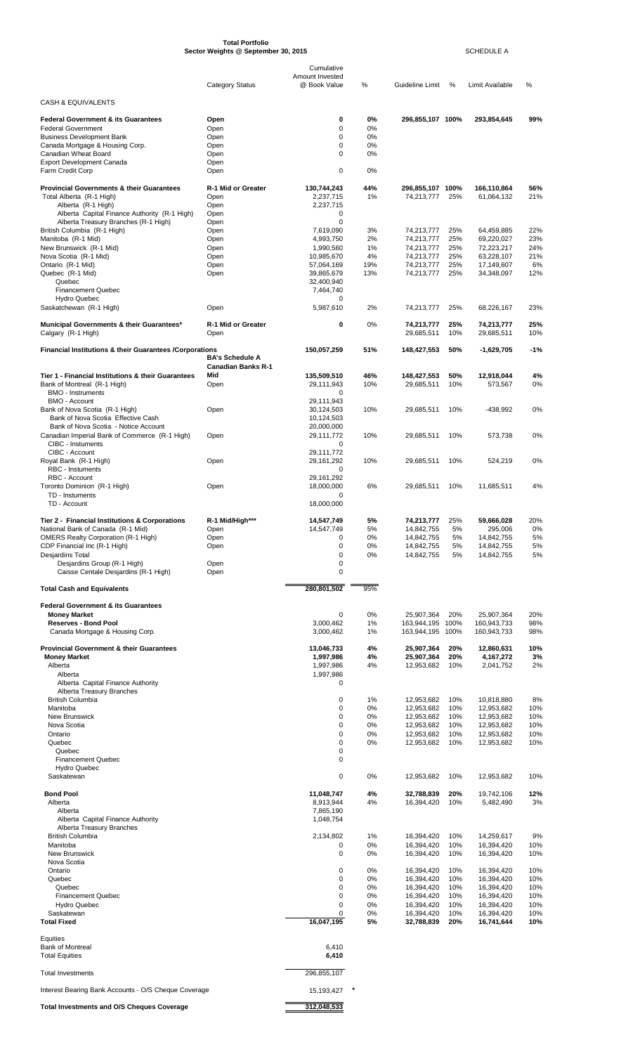**Total Portfolio**
**Sector Weights @ September 30, 2015**

SCHEDULE A

| | Category Status | Cumulative Amount Invested @ Book Value | % | Guideline Limit | % | Limit Available | % |
|---|---|---|---|---|---|---|---|
| CASH & EQUIVALENTS | | | | | | | |
| **Federal Government & its Guarantees** | **Open** | **0** | **0%** | **296,855,107** | **100%** | **293,854,645** | **99%** |
| Federal Government | Open | 0 | 0% | | | | |
| Business Development Bank | Open | 0 | 0% | | | | |
| Canada Mortgage & Housing Corp. | Open | 0 | 0% | | | | |
| Canadian Wheat Board | Open | 0 | 0% | | | | |
| Export Development Canada | Open | | | | | | |
| Farm Credit Corp | Open | 0 | 0% | | | | |
| **Provincial Governments & their Guarantees** | **R-1 Mid or Greater** | **130,744,243** | **44%** | **296,855,107** | **100%** | **166,110,864** | **56%** |
| Total Alberta (R-1 High) | Open | 2,237,715 | 1% | 74,213,777 | 25% | 61,064,132 | 21% |
| Alberta (R-1 High) | Open | 2,237,715 | | | | | |
| Alberta Capital Finance Authority (R-1 High) | Open | 0 | | | | | |
| Alberta Treasury Branches (R-1 High) | Open | 0 | | | | | |
| British Columbia (R-1 High) | Open | 7,619,090 | 3% | 74,213,777 | 25% | 64,459,885 | 22% |
| Manitoba (R-1 Mid) | Open | 4,993,750 | 2% | 74,213,777 | 25% | 69,220,027 | 23% |
| New Brunswick (R-1 Mid) | Open | 1,990,560 | 1% | 74,213,777 | 25% | 72,223,217 | 24% |
| Nova Scotia (R-1 Mid) | Open | 10,985,670 | 4% | 74,213,777 | 25% | 63,228,107 | 21% |
| Ontario (R-1 Mid) | Open | 57,064,169 | 19% | 74,213,777 | 25% | 17,149,607 | 6% |
| Quebec (R-1 Mid) | Open | 39,865,679 | 13% | 74,213,777 | 25% | 34,348,097 | 12% |
| Quebec | | 32,400,940 | | | | | |
| Financement Quebec | | 7,464,740 | | | | | |
| Hydro Quebec | | 0 | | | | | |
| Saskatchewan (R-1 High) | Open | 5,987,610 | 2% | 74,213,777 | 25% | 68,226,167 | 23% |
| **Municipal Governments & their Guarantees*** | **R-1 Mid or Greater** | **0** | 0% | **74,213,777** | **25%** | **74,213,777** | **25%** |
| Calgary (R-1 High) | Open | | | 29,685,511 | 10% | 29,685,511 | 10% |
| **Financial Institutions & their Guarantees /Corporations** | **BA's Schedule A Canadian Banks R-1 Mid** | **150,057,259** | **51%** | **148,427,553** | **50%** | **-1,629,705** | **-1%** |
| **Tier 1 - Financial Institutions & their Guarantees** | | **135,509,510** | **46%** | **148,427,553** | **50%** | **12,918,044** | **4%** |
| Bank of Montreal (R-1 High) | Open | 29,111,943 | 10% | 29,685,511 | 10% | 573,567 | 0% |
| BMO - Instruments | | 0 | | | | | |
| BMO - Account | | 29,111,943 | | | | | |
| Bank of Nova Scotia (R-1 High) | Open | 30,124,503 | 10% | 29,685,511 | 10% | -438,992 | 0% |
| Bank of Nova Scotia Effective Cash | | 10,124,503 | | | | | |
| Bank of Nova Scotia - Notice Account | | 20,000,000 | | | | | |
| Canadian Imperial Bank of Commerce (R-1 High) | Open | 29,111,772 | 10% | 29,685,511 | 10% | 573,738 | 0% |
| CIBC - Instuments | | 0 | | | | | |
| CIBC - Account | | 29,111,772 | | | | | |
| Royal Bank (R-1 High) | Open | 29,161,292 | 10% | 29,685,511 | 10% | 524,219 | 0% |
| RBC - Instuments | | 0 | | | | | |
| RBC - Account | | 29,161,292 | | | | | |
| Toronto Dominion (R-1 High) | Open | 18,000,000 | 6% | 29,685,511 | 10% | 11,685,511 | 4% |
| TD - Instuments | | 0 | | | | | |
| TD - Account | | 18,000,000 | | | | | |
| **Tier 2 - Financial Institutions & Corporations** | **R-1 Mid/High*** ** | **14,547,749** | **5%** | **74,213,777** | **25%** | **59,666,028** | **20%** |
| National Bank of Canada (R-1 Mid) | Open | 14,547,749 | 5% | 14,842,755 | 5% | 295,006 | 0% |
| OMERS Realty Corporation (R-1 High) | Open | 0 | 0% | 14,842,755 | 5% | 14,842,755 | 5% |
| CDP Financial Inc (R-1 High) | Open | 0 | 0% | 14,842,755 | 5% | 14,842,755 | 5% |
| Desjardins Total | | 0 | 0% | 14,842,755 | 5% | 14,842,755 | 5% |
| Desjardins Group (R-1 High) | Open | 0 | | | | | |
| Caisse Centale Desjardins (R-1 High) | Open | 0 | | | | | |
| **Total Cash and Equivalents** | | **280,801,502** | 95% | | | | |
| **Federal Government & its Guarantees** | | | | | | | |
| **Money Market** | | 0 | 0% | 25,907,364 | 20% | 25,907,364 | 20% |
| **Reserves - Bond Pool** | | 3,000,462 | 1% | 163,944,195 | 100% | 160,943,733 | 98% |
| Canada Mortgage & Housing Corp. | | 3,000,462 | 1% | 163,944,195 | 100% | 160,943,733 | 98% |
| **Provincial Government & their Guarantees** | | **13,046,733** | **4%** | **25,907,364** | **20%** | **12,860,631** | **10%** |
| **Money Market** | | **1,997,986** | **4%** | **25,907,364** | **20%** | **4,167,272** | **3%** |
| Alberta | | 1,997,986 | 4% | 12,953,682 | 10% | 2,041,752 | 2% |
| Alberta | | 1,997,986 | | | | | |
| Alberta Capital Finance Authority | | 0 | | | | | |
| Alberta Treasury Branches | | | | | | | |
| British Columbia | | 0 | 1% | 12,953,682 | 10% | 10,818,880 | 8% |
| Manitoba | | 0 | 0% | 12,953,682 | 10% | 12,953,682 | 10% |
| New Brunswick | | 0 | 0% | 12,953,682 | 10% | 12,953,682 | 10% |
| Nova Scotia | | 0 | 0% | 12,953,682 | 10% | 12,953,682 | 10% |
| Ontario | | 0 | 0% | 12,953,682 | 10% | 12,953,682 | 10% |
| Quebec | | 0 | 0% | 12,953,682 | 10% | 12,953,682 | 10% |
| Quebec | | 0 | | | | | |
| Financement Quebec | | 0 | | | | | |
| Hydro Quebec | | | | | | | |
| Saskatewan | | 0 | 0% | 12,953,682 | 10% | 12,953,682 | 10% |
| **Bond Pool** | | **11,048,747** | **4%** | **32,788,839** | **20%** | **19,742,106** | **12%** |
| Alberta | | 8,913,944 | 4% | 16,394,420 | 10% | 5,482,490 | 3% |
| Alberta | | 7,865,190 | | | | | |
| Alberta Capital Finance Authority | | 1,048,754 | | | | | |
| Alberta Treasury Branches | | | | | | | |
| British Columbia | | 2,134,802 | 1% | 16,394,420 | 10% | 14,259,617 | 9% |
| Manitoba | | 0 | 0% | 16,394,420 | 10% | 16,394,420 | 10% |
| New Brunswick | | 0 | 0% | 16,394,420 | 10% | 16,394,420 | 10% |
| Nova Scotia | | | | | | | |
| Ontario | | 0 | 0% | 16,394,420 | 10% | 16,394,420 | 10% |
| Quebec | | 0 | 0% | 16,394,420 | 10% | 16,394,420 | 10% |
| Quebec | | 0 | 0% | 16,394,420 | 10% | 16,394,420 | 10% |
| Financement Quebec | | 0 | 0% | 16,394,420 | 10% | 16,394,420 | 10% |
| Hydro Quebec | | 0 | 0% | 16,394,420 | 10% | 16,394,420 | 10% |
| Saskatewan | | 0 | 0% | 16,394,420 | 10% | 16,394,420 | 10% |
| **Total Fixed** | | **16,047,195** | **5%** | **32,788,839** | **20%** | **16,741,644** | **10%** |
| Equities | | | | | | | |
| Bank of Montreal | | 6,410 | | | | | |
| Total Equities | | **6,410** | | | | | |
| Total Investments | | 296,855,107 | | | | | |
| Interest Bearing Bank Accounts - O/S Cheque Coverage | | 15,193,427 * | | | | | |
| **Total Investments and O/S Cheques Coverage** | | **312,048,533** | | | | | |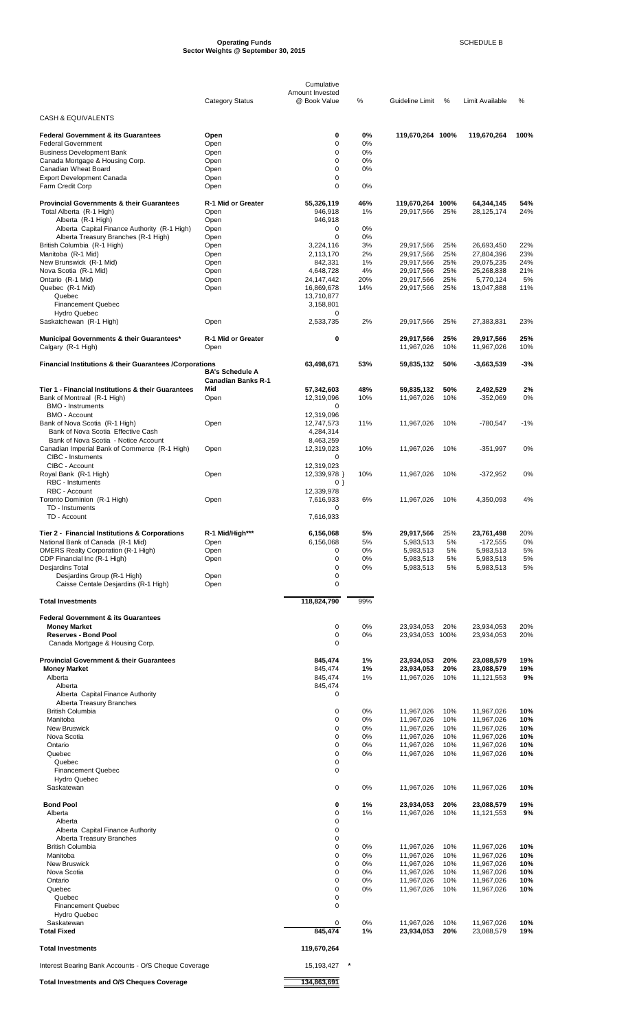# Operating Funds
## Sector Weights @ September 30, 2015

SCHEDULE B

| | Category Status | Cumulative Amount Invested @ Book Value | % | Guideline Limit | % | Limit Available | % |
|---|---|---|---|---|---|---|---|
| CASH & EQUIVALENTS | | | | | | | |
| **Federal Government & its Guarantees** | **Open** | **0** | **0%** | **119,670,264** | **100%** | **119,670,264** | **100%** |
| Federal Government | Open | 0 | 0% | | | | |
| Business Development Bank | Open | 0 | 0% | | | | |
| Canada Mortgage & Housing Corp. | Open | 0 | 0% | | | | |
| Canadian Wheat Board | Open | 0 | 0% | | | | |
| Export Development Canada | Open | 0 | | | | | |
| Farm Credit Corp | Open | 0 | 0% | | | | |
| **Provincial Governments & their Guarantees** | **R-1 Mid or Greater** | **55,326,119** | **46%** | **119,670,264** | **100%** | **64,344,145** | **54%** |
| Total Alberta (R-1 High) | Open | 946,918 | 1% | 29,917,566 | 25% | 28,125,174 | 24% |
| Alberta (R-1 High) | Open | 946,918 | | | | | |
| Alberta Capital Finance Authority (R-1 High) | Open | 0 | 0% | | | | |
| Alberta Treasury Branches (R-1 High) | Open | 0 | 0% | | | | |
| British Columbia (R-1 High) | Open | 3,224,116 | 3% | 29,917,566 | 25% | 26,693,450 | 22% |
| Manitoba (R-1 Mid) | Open | 2,113,170 | 2% | 29,917,566 | 25% | 27,804,396 | 23% |
| New Brunswick (R-1 Mid) | Open | 842,331 | 1% | 29,917,566 | 25% | 29,075,235 | 24% |
| Nova Scotia (R-1 Mid) | Open | 4,648,728 | 4% | 29,917,566 | 25% | 25,268,838 | 21% |
| Ontario (R-1 Mid) | Open | 24,147,442 | 20% | 29,917,566 | 25% | 5,770,124 | 5% |
| Quebec (R-1 Mid) | Open | 16,869,678 | 14% | 29,917,566 | 25% | 13,047,888 | 11% |
| Quebec | | 13,710,877 | | | | | |
| Financement Quebec | | 3,158,801 | | | | | |
| Hydro Quebec | | 0 | | | | | |
| Saskatchewan (R-1 High) | Open | 2,533,735 | 2% | 29,917,566 | 25% | 27,383,831 | 23% |
| **Municipal Governments & their Guarantees*** | **R-1 Mid or Greater** | **0** | | **29,917,566** | **25%** | **29,917,566** | **25%** |
| Calgary (R-1 High) | Open | | | 11,967,026 | 10% | 11,967,026 | 10% |
| **Financial Institutions & their Guarantees /Corporations** | **BA's Schedule A** | **63,498,671** | **53%** | **59,835,132** | **50%** | **-3,663,539** | **-3%** |
| **Tier 1 - Financial Institutions & their Guarantees** | **Canadian Banks R-1 Mid** | **57,342,603** | **48%** | **59,835,132** | **50%** | **2,492,529** | **2%** |
| Bank of Montreal (R-1 High) | Open | 12,319,096 | 10% | 11,967,026 | 10% | -352,069 | 0% |
| BMO - Instruments | | 0 | | | | | |
| BMO - Account | | 12,319,096 | | | | | |
| Bank of Nova Scotia (R-1 High) | Open | 12,747,573 | 11% | 11,967,026 | 10% | -780,547 | -1% |
| Bank of Nova Scotia Effective Cash | | 4,284,314 | | | | | |
| Bank of Nova Scotia - Notice Account | | 8,463,259 | | | | | |
| Canadian Imperial Bank of Commerce (R-1 High) | Open | 12,319,023 | 10% | 11,967,026 | 10% | -351,997 | 0% |
| CIBC - Instuments | | 0 | | | | | |
| CIBC - Account | | 12,319,023 | | | | | |
| Royal Bank (R-1 High) | Open | 12,339,978 } | 10% | 11,967,026 | 10% | -372,952 | 0% |
| RBC - Instuments | | 0 } | | | | | |
| RBC - Account | | 12,339,978 | | | | | |
| Toronto Dominion (R-1 High) | Open | 7,616,933 | 6% | 11,967,026 | 10% | 4,350,093 | 4% |
| TD - Instuments | | 0 | | | | | |
| TD - Account | | 7,616,933 | | | | | |
| **Tier 2 - Financial Institutions & Corporations** | **R-1 Mid/High*** ** | **6,156,068** | **5%** | **29,917,566** | 25% | **23,761,498** | 20% |
| National Bank of Canada (R-1 Mid) | Open | 6,156,068 | 5% | 5,983,513 | 5% | -172,555 | 0% |
| OMERS Realty Corporation (R-1 High) | Open | 0 | 0% | 5,983,513 | 5% | 5,983,513 | 5% |
| CDP Financial Inc (R-1 High) | Open | 0 | 0% | 5,983,513 | 5% | 5,983,513 | 5% |
| Desjardins Total | | 0 | 0% | 5,983,513 | 5% | 5,983,513 | 5% |
| Desjardins Group (R-1 High) | Open | 0 | | | | | |
| Caisse Centale Desjardins (R-1 High) | Open | 0 | | | | | |
| **Total Investments** | | **118,824,790** | 99% | | | | |
| **Federal Government & its Guarantees** | | | | | | | |
| **Money Market** | | 0 | 0% | 23,934,053 | 20% | 23,934,053 | 20% |
| **Reserves - Bond Pool** | | 0 | 0% | 23,934,053 | 100% | 23,934,053 | 20% |
| Canada Mortgage & Housing Corp. | | 0 | | | | | |
| **Provincial Government & their Guarantees** | | **845,474** | **1%** | **23,934,053** | **20%** | **23,088,579** | **19%** |
| **Money Market** | | 845,474 | **1%** | **23,934,053** | **20%** | **23,088,579** | **19%** |
| Alberta | | 845,474 | 1% | 11,967,026 | 10% | 11,121,553 | **9%** |
| Alberta | | 845,474 | | | | | |
| Alberta Capital Finance Authority | | 0 | | | | | |
| Alberta Treasury Branches | | | | | | | |
| British Columbia | | 0 | 0% | 11,967,026 | 10% | 11,967,026 | **10%** |
| Manitoba | | 0 | 0% | 11,967,026 | 10% | 11,967,026 | **10%** |
| New Bruswick | | 0 | 0% | 11,967,026 | 10% | 11,967,026 | **10%** |
| Nova Scotia | | 0 | 0% | 11,967,026 | 10% | 11,967,026 | **10%** |
| Ontario | | 0 | 0% | 11,967,026 | 10% | 11,967,026 | **10%** |
| Quebec | | 0 | 0% | 11,967,026 | 10% | 11,967,026 | **10%** |
| Quebec | | 0 | | | | | |
| Financement Quebec | | 0 | | | | | |
| Hydro Quebec | | | | | | | |
| Saskatchewan | | 0 | 0% | 11,967,026 | 10% | 11,967,026 | **10%** |
| **Bond Pool** | | **0** | **1%** | **23,934,053** | **20%** | **23,088,579** | **19%** |
| Alberta | | 0 | 1% | 11,967,026 | 10% | 11,121,553 | **9%** |
| Alberta | | 0 | | | | | |
| Alberta Capital Finance Authority | | 0 | | | | | |
| Alberta Treasury Branches | | 0 | | | | | |
| British Columbia | | 0 | 0% | 11,967,026 | 10% | 11,967,026 | **10%** |
| Manitoba | | 0 | 0% | 11,967,026 | 10% | 11,967,026 | **10%** |
| New Bruswick | | 0 | 0% | 11,967,026 | 10% | 11,967,026 | **10%** |
| Nova Scotia | | 0 | 0% | 11,967,026 | 10% | 11,967,026 | **10%** |
| Ontario | | 0 | 0% | 11,967,026 | 10% | 11,967,026 | **10%** |
| Quebec | | 0 | 0% | 11,967,026 | 10% | 11,967,026 | **10%** |
| Quebec | | 0 | | | | | |
| Financement Quebec | | 0 | | | | | |
| Hydro Quebec | | | | | | | |
| Saskatewan | | 0 | 0% | 11,967,026 | 10% | 11,967,026 | **10%** |
| **Total Fixed** | | **845,474** | **1%** | **23,934,053** | **20%** | 23,088,579 | **19%** |
| **Total Investments** | | **119,670,264** | | | | | |
| Interest Bearing Bank Accounts - O/S Cheque Coverage | | 15,193,427 * | | | | | |
| **Total Investments and O/S Cheques Coverage** | | **134,863,691** | | | | | |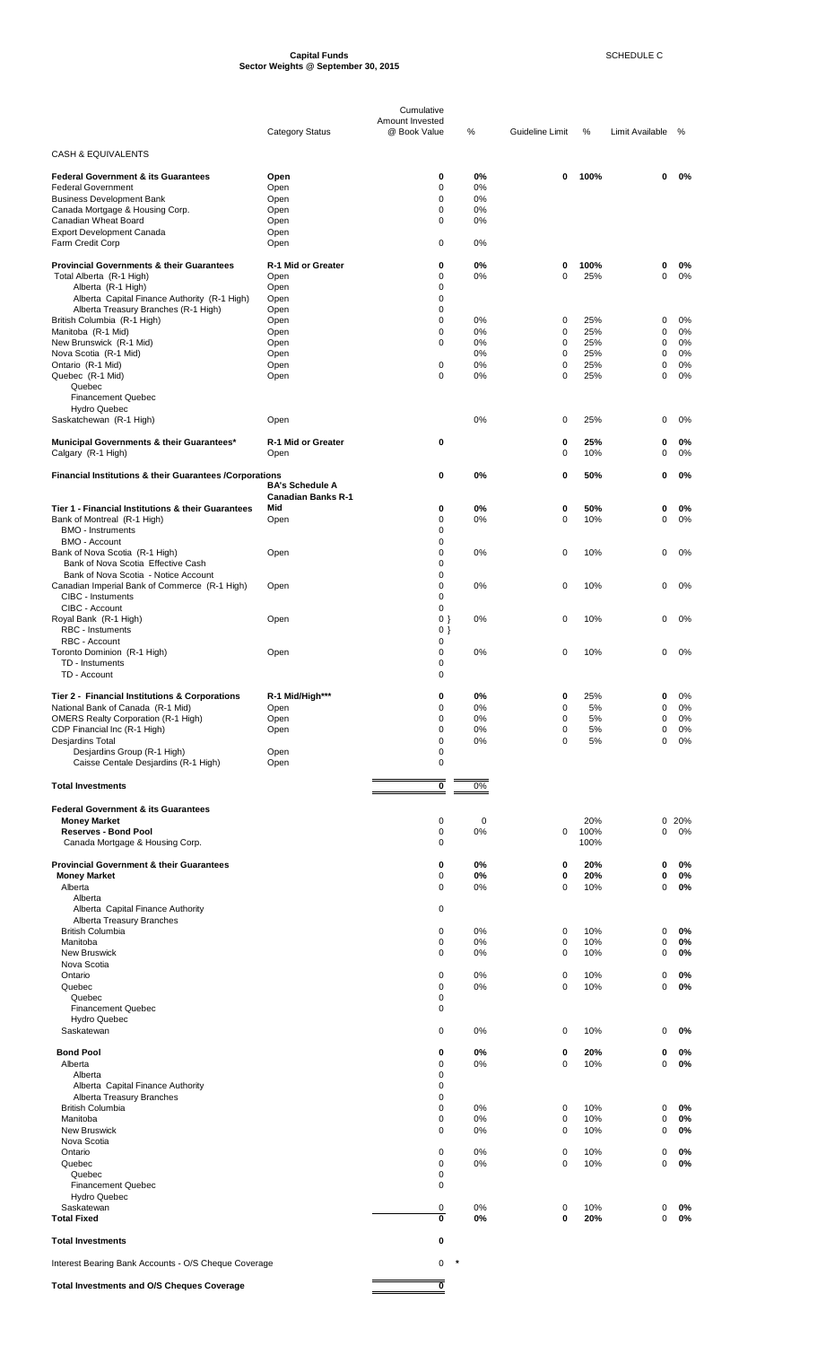# Capital Funds
## Sector Weights @ September 30, 2015

SCHEDULE C

| | Category Status | Cumulative Amount Invested @ Book Value | % | Guideline Limit | % | Limit Available | % |
|---|---|---|---|---|---|---|---|
| CASH & EQUIVALENTS | | | | | | | |
| **Federal Government & its Guarantees** | **Open** | **0** | **0%** | **0** | **100%** | **0** | **0%** |
| Federal Government | Open | 0 | 0% | | | | |
| Business Development Bank | Open | 0 | 0% | | | | |
| Canada Mortgage & Housing Corp. | Open | 0 | 0% | | | | |
| Canadian Wheat Board | Open | 0 | 0% | | | | |
| Export Development Canada | Open | | | | | | |
| Farm Credit Corp | Open | 0 | 0% | | | | |
| **Provincial Governments & their Guarantees** | **R-1 Mid or Greater** | **0** | **0%** | **0** | **100%** | **0** | **0%** |
| Total Alberta (R-1 High) | Open | 0 | 0% | 0 | 25% | 0 | 0% |
| Alberta (R-1 High) | Open | 0 | | | | | |
| Alberta Capital Finance Authority (R-1 High) | Open | 0 | | | | | |
| Alberta Treasury Branches (R-1 High) | Open | 0 | | | | | |
| British Columbia (R-1 High) | Open | 0 | 0% | 0 | 25% | 0 | 0% |
| Manitoba (R-1 Mid) | Open | 0 | 0% | 0 | 25% | 0 | 0% |
| New Brunswick (R-1 Mid) | Open | 0 | 0% | 0 | 25% | 0 | 0% |
| Nova Scotia (R-1 Mid) | Open | | 0% | 0 | 25% | 0 | 0% |
| Ontario (R-1 Mid) | Open | 0 | 0% | 0 | 25% | 0 | 0% |
| Quebec (R-1 Mid) | Open | 0 | 0% | 0 | 25% | 0 | 0% |
| Quebec | | | | | | | |
| Financement Quebec | | | | | | | |
| Hydro Quebec | | | | | | | |
| Saskatchewan (R-1 High) | Open | | 0% | 0 | 25% | 0 | 0% |
| **Municipal Governments & their Guarantees*** | **R-1 Mid or Greater** | **0** | | **0** | **25%** | **0** | **0%** |
| Calgary (R-1 High) | Open | | | 0 | 10% | 0 | 0% |
| **Financial Institutions & their Guarantees /Corporations** | | **0** | **0%** | **0** | **50%** | **0** | **0%** |
| | **BA's Schedule A Canadian Banks R-1 Mid** | | | | | | |
| **Tier 1 - Financial Institutions & their Guarantees** | | **0** | **0%** | **0** | **50%** | **0** | **0%** |
| Bank of Montreal (R-1 High) | Open | 0 | 0% | 0 | 10% | 0 | 0% |
| BMO - Instruments | | 0 | | | | | |
| BMO - Account | | 0 | | | | | |
| Bank of Nova Scotia (R-1 High) | Open | 0 | 0% | 0 | 10% | 0 | 0% |
| Bank of Nova Scotia Effective Cash | | 0 | | | | | |
| Bank of Nova Scotia - Notice Account | | 0 | | | | | |
| Canadian Imperial Bank of Commerce (R-1 High) | Open | 0 | 0% | 0 | 10% | 0 | 0% |
| CIBC - Instuments | | 0 | | | | | |
| CIBC - Account | | 0 | | | | | |
| Royal Bank (R-1 High) | Open | 0 } | 0% | 0 | 10% | 0 | 0% |
| RBC - Instuments | | 0 } | | | | | |
| RBC - Account | | 0 | | | | | |
| Toronto Dominion (R-1 High) | Open | 0 | 0% | 0 | 10% | 0 | 0% |
| TD - Instuments | | 0 | | | | | |
| TD - Account | | 0 | | | | | |
| **Tier 2 - Financial Institutions & Corporations** | **R-1 Mid/High*** ** | **0** | **0%** | **0** | 25% | **0** | 0% |
| National Bank of Canada (R-1 Mid) | Open | 0 | 0% | 0 | 5% | 0 | 0% |
| OMERS Realty Corporation (R-1 High) | Open | 0 | 0% | 0 | 5% | 0 | 0% |
| CDP Financial Inc (R-1 High) | Open | 0 | 0% | 0 | 5% | 0 | 0% |
| Desjardins Total | | 0 | 0% | 0 | 5% | 0 | 0% |
| Desjardins Group (R-1 High) | Open | 0 | | | | | |
| Caisse Centale Desjardins (R-1 High) | Open | 0 | | | | | |
| **Total Investments** | | **0** | 0% | | | | |
| **Federal Government & its Guarantees** | | | | | | | |
| **Money Market** | | 0 | 0 | | 20% | 0 | 20% |
| **Reserves - Bond Pool** | | 0 | 0% | 0 | 100% | 0 | 0% |
| Canada Mortgage & Housing Corp. | | 0 | | | 100% | | |
| **Provincial Government & their Guarantees** | | **0** | **0%** | **0** | **20%** | **0** | **0%** |
| **Money Market** | | 0 | **0%** | **0** | **20%** | **0** | **0%** |
| Alberta | | 0 | 0% | 0 | 10% | 0 | **0%** |
| Alberta | | | | | | | |
| Alberta Capital Finance Authority | | 0 | | | | | |
| Alberta Treasury Branches | | | | | | | |
| British Columbia | | 0 | 0% | 0 | 10% | 0 | **0%** |
| Manitoba | | 0 | 0% | 0 | 10% | 0 | **0%** |
| New Bruswick | | 0 | 0% | 0 | 10% | 0 | **0%** |
| Nova Scotia | | | | | | | |
| Ontario | | 0 | 0% | 0 | 10% | 0 | **0%** |
| Quebec | | 0 | 0% | 0 | 10% | 0 | **0%** |
| Quebec | | 0 | | | | | |
| Financement Quebec | | 0 | | | | | |
| Hydro Quebec | | | | | | | |
| Saskatewan | | 0 | 0% | 0 | 10% | 0 | **0%** |
| **Bond Pool** | | **0** | **0%** | **0** | **20%** | **0** | **0%** |
| Alberta | | 0 | 0% | 0 | 10% | 0 | **0%** |
| Alberta | | 0 | | | | | |
| Alberta Capital Finance Authority | | 0 | | | | | |
| Alberta Treasury Branches | | 0 | | | | | |
| British Columbia | | 0 | 0% | 0 | 10% | 0 | **0%** |
| Manitoba | | 0 | 0% | 0 | 10% | 0 | **0%** |
| New Bruswick | | 0 | 0% | 0 | 10% | 0 | **0%** |
| Nova Scotia | | | | | | | |
| Ontario | | 0 | 0% | 0 | 10% | 0 | **0%** |
| Quebec | | 0 | 0% | 0 | 10% | 0 | **0%** |
| Quebec | | 0 | | | | | |
| Financement Quebec | | 0 | | | | | |
| Hydro Quebec | | | | | | | |
| Saskatewan | | 0 | 0% | 0 | 10% | 0 | **0%** |
| **Total Fixed** | | **0** | **0%** | **0** | **20%** | 0 | **0%** |
| **Total Investments** | | **0** | | | | | |
| Interest Bearing Bank Accounts - O/S Cheque Coverage | | 0 * | | | | | |
| **Total Investments and O/S Cheques Coverage** | | **0** | | | | | |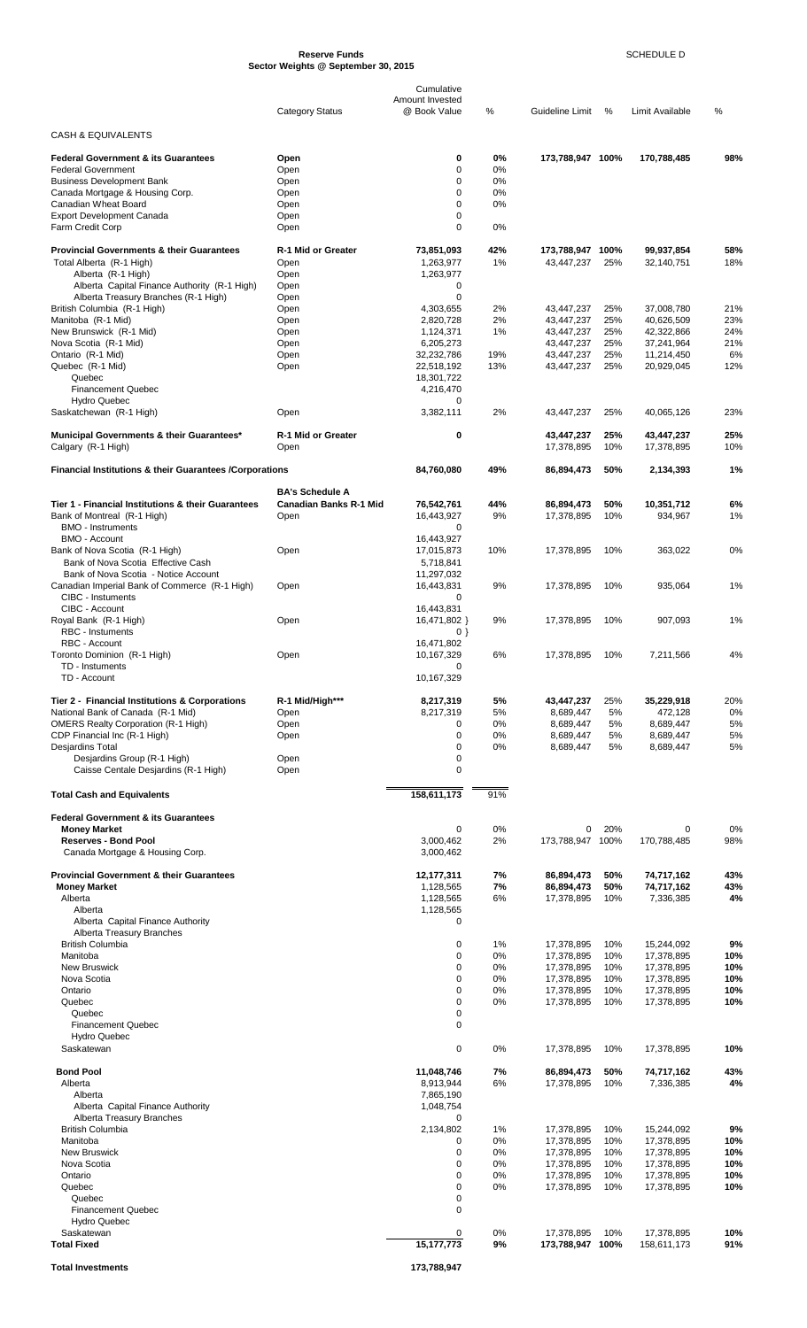**Reserve Funds**
**Sector Weights @ September 30, 2015**

SCHEDULE D

| | Category Status | Cumulative Amount Invested @ Book Value | % | Guideline Limit | % | Limit Available | % |
|---|---|---|---|---|---|---|---|
| CASH & EQUIVALENTS | | | | | | | |
| **Federal Government & its Guarantees** | **Open** | **0** | **0%** | **173,788,947** | **100%** | **170,788,485** | **98%** |
| Federal Government | Open | 0 | 0% | | | | |
| Business Development Bank | Open | 0 | 0% | | | | |
| Canada Mortgage & Housing Corp. | Open | 0 | 0% | | | | |
| Canadian Wheat Board | Open | 0 | 0% | | | | |
| Export Development Canada | Open | 0 | | | | | |
| Farm Credit Corp | Open | 0 | 0% | | | | |
| **Provincial Governments & their Guarantees** | **R-1 Mid or Greater** | **73,851,093** | **42%** | **173,788,947** | **100%** | **99,937,854** | **58%** |
| Total Alberta (R-1 High) | Open | 1,263,977 | 1% | 43,447,237 | 25% | 32,140,751 | 18% |
| Alberta (R-1 High) | Open | 1,263,977 | | | | | |
| Alberta Capital Finance Authority (R-1 High) | Open | 0 | | | | | |
| Alberta Treasury Branches (R-1 High) | Open | 0 | | | | | |
| British Columbia (R-1 High) | Open | 4,303,655 | 2% | 43,447,237 | 25% | 37,008,780 | 21% |
| Manitoba (R-1 Mid) | Open | 2,820,728 | 2% | 43,447,237 | 25% | 40,626,509 | 23% |
| New Brunswick (R-1 Mid) | Open | 1,124,371 | 1% | 43,447,237 | 25% | 42,322,866 | 24% |
| Nova Scotia (R-1 Mid) | Open | 6,205,273 | | 43,447,237 | 25% | 37,241,964 | 21% |
| Ontario (R-1 Mid) | Open | 32,232,786 | 19% | 43,447,237 | 25% | 11,214,450 | 6% |
| Quebec (R-1 Mid) | Open | 22,518,192 | 13% | 43,447,237 | 25% | 20,929,045 | 12% |
| Quebec | | 18,301,722 | | | | | |
| Financement Quebec | | 4,216,470 | | | | | |
| Hydro Quebec | | 0 | | | | | |
| Saskatchewan (R-1 High) | Open | 3,382,111 | 2% | 43,447,237 | 25% | 40,065,126 | 23% |
| **Municipal Governments & their Guarantees*** | **R-1 Mid or Greater** | **0** | | **43,447,237** | **25%** | **43,447,237** | **25%** |
| Calgary (R-1 High) | Open | | | 17,378,895 | 10% | 17,378,895 | 10% |
| **Financial Institutions & their Guarantees /Corporations** | | **84,760,080** | **49%** | **86,894,473** | **50%** | **2,134,393** | **1%** |
| | **BA's Schedule A** | | | | | | |
| **Tier 1 - Financial Institutions & their Guarantees** | **Canadian Banks R-1 Mid** | **76,542,761** | **44%** | **86,894,473** | **50%** | **10,351,712** | **6%** |
| Bank of Montreal (R-1 High) | Open | 16,443,927 | 9% | 17,378,895 | 10% | 934,967 | 1% |
| BMO - Instruments | | 0 | | | | | |
| BMO - Account | | 16,443,927 | | | | | |
| Bank of Nova Scotia (R-1 High) | Open | 17,015,873 | 10% | 17,378,895 | 10% | 363,022 | 0% |
| Bank of Nova Scotia Effective Cash | | 5,718,841 | | | | | |
| Bank of Nova Scotia - Notice Account | | 11,297,032 | | | | | |
| Canadian Imperial Bank of Commerce (R-1 High) | Open | 16,443,831 | 9% | 17,378,895 | 10% | 935,064 | 1% |
| CIBC - Instuments | | 0 | | | | | |
| CIBC - Account | | 16,443,831 | | | | | |
| Royal Bank (R-1 High) | Open | 16,471,802 } | 9% | 17,378,895 | 10% | 907,093 | 1% |
| RBC - Instuments | | 0 } | | | | | |
| RBC - Account | | 16,471,802 | | | | | |
| Toronto Dominion (R-1 High) | Open | 10,167,329 | 6% | 17,378,895 | 10% | 7,211,566 | 4% |
| TD - Instuments | | 0 | | | | | |
| TD - Account | | 10,167,329 | | | | | |
| **Tier 2 - Financial Institutions & Corporations** | **R-1 Mid/High*** ** | **8,217,319** | **5%** | **43,447,237** | **25%** | **35,229,918** | **20%** |
| National Bank of Canada (R-1 Mid) | Open | 8,217,319 | 5% | 8,689,447 | 5% | 472,128 | 0% |
| OMERS Realty Corporation (R-1 High) | Open | 0 | 0% | 8,689,447 | 5% | 8,689,447 | 5% |
| CDP Financial Inc (R-1 High) | Open | 0 | 0% | 8,689,447 | 5% | 8,689,447 | 5% |
| Desjardins Total | | 0 | 0% | 8,689,447 | 5% | 8,689,447 | 5% |
| Desjardins Group (R-1 High) | Open | 0 | | | | | |
| Caisse Centale Desjardins (R-1 High) | Open | 0 | | | | | |
| **Total Cash and Equivalents** | | **158,611,173** | **91%** | | | | |
| **Federal Government & its Guarantees** | | | | | | | |
| **Money Market** | | 0 | 0% | 0 | 20% | 0 | 0% |
| **Reserves - Bond Pool** | | 3,000,462 | 2% | 173,788,947 | 100% | 170,788,485 | 98% |
| Canada Mortgage & Housing Corp. | | 3,000,462 | | | | | |
| **Provincial Government & their Guarantees** | | **12,177,311** | **7%** | **86,894,473** | **50%** | **74,717,162** | **43%** |
| **Money Market** | | 1,128,565 | 7% | 86,894,473 | 50% | 74,717,162 | **43%** |
| Alberta | | 1,128,565 | 6% | 17,378,895 | 10% | 7,336,385 | **4%** |
| Alberta | | 1,128,565 | | | | | |
| Alberta Capital Finance Authority | | 0 | | | | | |
| Alberta Treasury Branches | | | | | | | |
| British Columbia | | 0 | 1% | 17,378,895 | 10% | 15,244,092 | **9%** |
| Manitoba | | 0 | 0% | 17,378,895 | 10% | 17,378,895 | **10%** |
| New Bruswick | | 0 | 0% | 17,378,895 | 10% | 17,378,895 | **10%** |
| Nova Scotia | | 0 | 0% | 17,378,895 | 10% | 17,378,895 | **10%** |
| Ontario | | 0 | 0% | 17,378,895 | 10% | 17,378,895 | **10%** |
| Quebec | | 0 | 0% | 17,378,895 | 10% | 17,378,895 | **10%** |
| Quebec | | 0 | | | | | |
| Financement Quebec | | 0 | | | | | |
| Hydro Quebec | | | | | | | |
| Saskatewan | | 0 | 0% | 17,378,895 | 10% | 17,378,895 | **10%** |
| **Bond Pool** | | **11,048,746** | **7%** | **86,894,473** | **50%** | **74,717,162** | **43%** |
| Alberta | | 8,913,944 | 6% | 17,378,895 | 10% | 7,336,385 | **4%** |
| Alberta | | 7,865,190 | | | | | |
| Alberta Capital Finance Authority | | 1,048,754 | | | | | |
| Alberta Treasury Branches | | 0 | | | | | |
| British Columbia | | 2,134,802 | 1% | 17,378,895 | 10% | 15,244,092 | **9%** |
| Manitoba | | 0 | 0% | 17,378,895 | 10% | 17,378,895 | **10%** |
| New Bruswick | | 0 | 0% | 17,378,895 | 10% | 17,378,895 | **10%** |
| Nova Scotia | | 0 | 0% | 17,378,895 | 10% | 17,378,895 | **10%** |
| Ontario | | 0 | 0% | 17,378,895 | 10% | 17,378,895 | **10%** |
| Quebec | | 0 | 0% | 17,378,895 | 10% | 17,378,895 | **10%** |
| Quebec | | 0 | | | | | |
| Financement Quebec | | 0 | | | | | |
| Hydro Quebec | | | | | | | |
| Saskatewan | | 0 | 0% | 17,378,895 | 10% | 17,378,895 | **10%** |
| **Total Fixed** | | **15,177,773** | **9%** | **173,788,947** | **100%** | **158,611,173** | **91%** |
| **Total Investments** | | **173,788,947** | | | | | |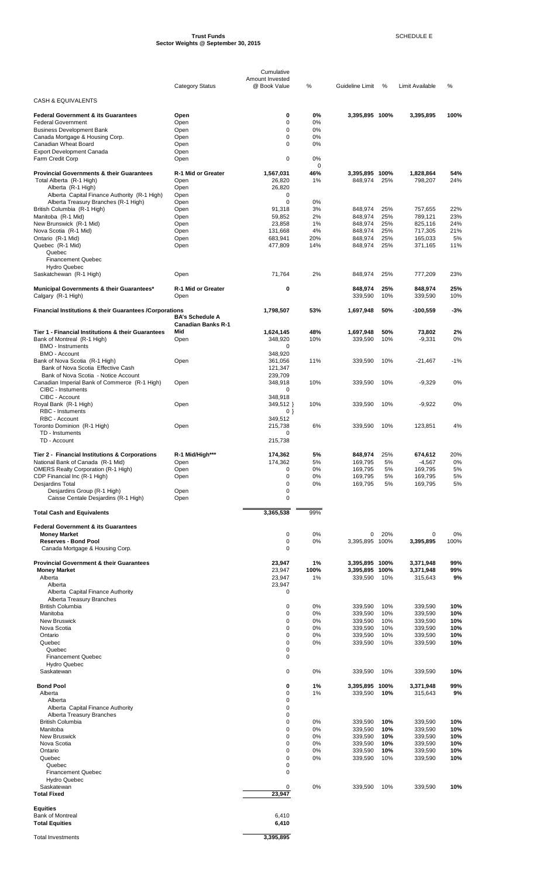**Trust Funds**
**Sector Weights @ September 30, 2015**

SCHEDULE E

| | Category Status | Cumulative Amount Invested @ Book Value | % | Guideline Limit | % | Limit Available | % |
|---|---|---|---|---|---|---|---|
| CASH & EQUIVALENTS | | | | | | | |
| **Federal Government & its Guarantees** | **Open** | **0** | **0%** | **3,395,895** | **100%** | **3,395,895** | **100%** |
| Federal Government | Open | 0 | 0% | | | | |
| Business Development Bank | Open | 0 | 0% | | | | |
| Canada Mortgage & Housing Corp. | Open | 0 | 0% | | | | |
| Canadian Wheat Board | Open | 0 | 0% | | | | |
| Export Development Canada | Open | | | | | | |
| Farm Credit Corp | Open | 0 | 0% | | | | |
| | | | 0 | | | | |
| **Provincial Governments & their Guarantees** | **R-1 Mid or Greater** | **1,567,031** | **46%** | **3,395,895** | **100%** | **1,828,864** | **54%** |
| Total Alberta (R-1 High) | Open | 26,820 | 1% | 848,974 | 25% | 798,207 | 24% |
| Alberta (R-1 High) | Open | 26,820 | | | | | |
| Alberta Capital Finance Authority (R-1 High) | Open | 0 | | | | | |
| Alberta Treasury Branches (R-1 High) | Open | 0 | 0% | | | | |
| British Columbia (R-1 High) | Open | 91,318 | 3% | 848,974 | 25% | 757,655 | 22% |
| Manitoba (R-1 Mid) | Open | 59,852 | 2% | 848,974 | 25% | 789,121 | 23% |
| New Brunswick (R-1 Mid) | Open | 23,858 | 1% | 848,974 | 25% | 825,116 | 24% |
| Nova Scotia (R-1 Mid) | Open | 131,668 | 4% | 848,974 | 25% | 717,305 | 21% |
| Ontario (R-1 Mid) | Open | 683,941 | 20% | 848,974 | 25% | 165,033 | 5% |
| Quebec (R-1 Mid) | Open | 477,809 | 14% | 848,974 | 25% | 371,165 | 11% |
| Quebec | | | | | | | |
| Financement Quebec | | | | | | | |
| Hydro Quebec | | | | | | | |
| Saskatchewan (R-1 High) | Open | 71,764 | 2% | 848,974 | 25% | 777,209 | 23% |
| **Municipal Governments & their Guarantees*** | **R-1 Mid or Greater** | **0** | | **848,974** | **25%** | **848,974** | **25%** |
| Calgary (R-1 High) | Open | | | 339,590 | 10% | 339,590 | 10% |
| **Financial Institutions & their Guarantees /Corporations** | **BA's Schedule A** | **1,798,507** | **53%** | **1,697,948** | **50%** | **-100,559** | **-3%** |
| **Tier 1 - Financial Institutions & their Guarantees** | **Canadian Banks R-1 Mid** | **1,624,145** | **48%** | **1,697,948** | **50%** | **73,802** | **2%** |
| Bank of Montreal (R-1 High) | Open | 348,920 | 10% | 339,590 | 10% | -9,331 | 0% |
| BMO - Instruments | | 0 | | | | | |
| BMO - Account | | 348,920 | | | | | |
| Bank of Nova Scotia (R-1 High) | Open | 361,056 | 11% | 339,590 | 10% | -21,467 | -1% |
| Bank of Nova Scotia Effective Cash | | 121,347 | | | | | |
| Bank of Nova Scotia - Notice Account | | 239,709 | | | | | |
| Canadian Imperial Bank of Commerce (R-1 High) | Open | 348,918 | 10% | 339,590 | 10% | -9,329 | 0% |
| CIBC - Instuments | | 0 | | | | | |
| CIBC - Account | | 348,918 | | | | | |
| Royal Bank (R-1 High) | Open | 349,512 } | 10% | 339,590 | 10% | -9,922 | 0% |
| RBC - Instuments | | 0 } | | | | | |
| RBC - Account | | 349,512 | | | | | |
| Toronto Dominion (R-1 High) | Open | 215,738 | 6% | 339,590 | 10% | 123,851 | 4% |
| TD - Instuments | | 0 | | | | | |
| TD - Account | | 215,738 | | | | | |
| **Tier 2 - Financial Institutions & Corporations** | **R-1 Mid/High*** ** | **174,362** | **5%** | **848,974** | 25% | 674,612 | 20% |
| National Bank of Canada (R-1 Mid) | Open | 174,362 | 5% | 169,795 | 5% | -4,567 | 0% |
| OMERS Realty Corporation (R-1 High) | Open | 0 | 0% | 169,795 | 5% | 169,795 | 5% |
| CDP Financial Inc (R-1 High) | Open | 0 | 0% | 169,795 | 5% | 169,795 | 5% |
| Desjardins Total | | 0 | 0% | 169,795 | 5% | 169,795 | 5% |
| Desjardins Group (R-1 High) | Open | 0 | | | | | |
| Caisse Centale Desjardins (R-1 High) | Open | 0 | | | | | |
| **Total Cash and Equivalents** | | **3,365,538** | **99%** | | | | |
| **Federal Government & its Guarantees** | | | | | | | |
| **Money Market** | | 0 | 0% | 0 | 20% | 0 | 0% |
| **Reserves - Bond Pool** | | 0 | 0% | 3,395,895 | 100% | **3,395,895** | 100% |
| Canada Mortgage & Housing Corp. | | 0 | | | | | |
| **Provincial Government & their Guarantees** | | **23,947** | **1%** | **3,395,895** | **100%** | **3,371,948** | **99%** |
| **Money Market** | | 23,947 | **100%** | **3,395,895** | **100%** | **3,371,948** | **99%** |
| Alberta | | 23,947 | 1% | 339,590 | 10% | 315,643 | **9%** |
| Alberta | | 23,947 | | | | | |
| Alberta Capital Finance Authority | | 0 | | | | | |
| Alberta Treasury Branches | | | | | | | |
| British Columbia | | 0 | 0% | 339,590 | 10% | 339,590 | **10%** |
| Manitoba | | 0 | 0% | 339,590 | 10% | 339,590 | **10%** |
| New Bruswick | | 0 | 0% | 339,590 | 10% | 339,590 | **10%** |
| Nova Scotia | | 0 | 0% | 339,590 | 10% | 339,590 | **10%** |
| Ontario | | 0 | 0% | 339,590 | 10% | 339,590 | **10%** |
| Quebec | | 0 | 0% | 339,590 | 10% | 339,590 | **10%** |
| Quebec | | 0 | | | | | |
| Financement Quebec | | 0 | | | | | |
| Hydro Quebec | | | | | | | |
| Saskatewan | | 0 | 0% | 339,590 | 10% | 339,590 | **10%** |
| **Bond Pool** | | **0** | **1%** | **3,395,895** | **100%** | **3,371,948** | **99%** |
| Alberta | | 0 | 1% | 339,590 | **10%** | 315,643 | **9%** |
| Alberta | | 0 | | | | | |
| Alberta Capital Finance Authority | | 0 | | | | | |
| Alberta Treasury Branches | | 0 | | | | | |
| British Columbia | | 0 | 0% | 339,590 | **10%** | 339,590 | **10%** |
| Manitoba | | 0 | 0% | 339,590 | **10%** | 339,590 | **10%** |
| New Bruswick | | 0 | 0% | 339,590 | **10%** | 339,590 | **10%** |
| Nova Scotia | | 0 | 0% | 339,590 | **10%** | 339,590 | **10%** |
| Ontario | | 0 | 0% | 339,590 | **10%** | 339,590 | **10%** |
| Quebec | | 0 | 0% | 339,590 | 10% | 339,590 | **10%** |
| Quebec | | 0 | | | | | |
| Financement Quebec | | 0 | | | | | |
| Hydro Quebec | | | | | | | |
| Saskatewan | | 0 | 0% | 339,590 | 10% | 339,590 | **10%** |
| **Total Fixed** | | **23,947** | | | | | |
| **Equities** | | | | | | | |
| Bank of Montreal | | 6,410 | | | | | |
| **Total Equities** | | **6,410** | | | | | |
| Total Investments | | **3,395,895** | | | | | |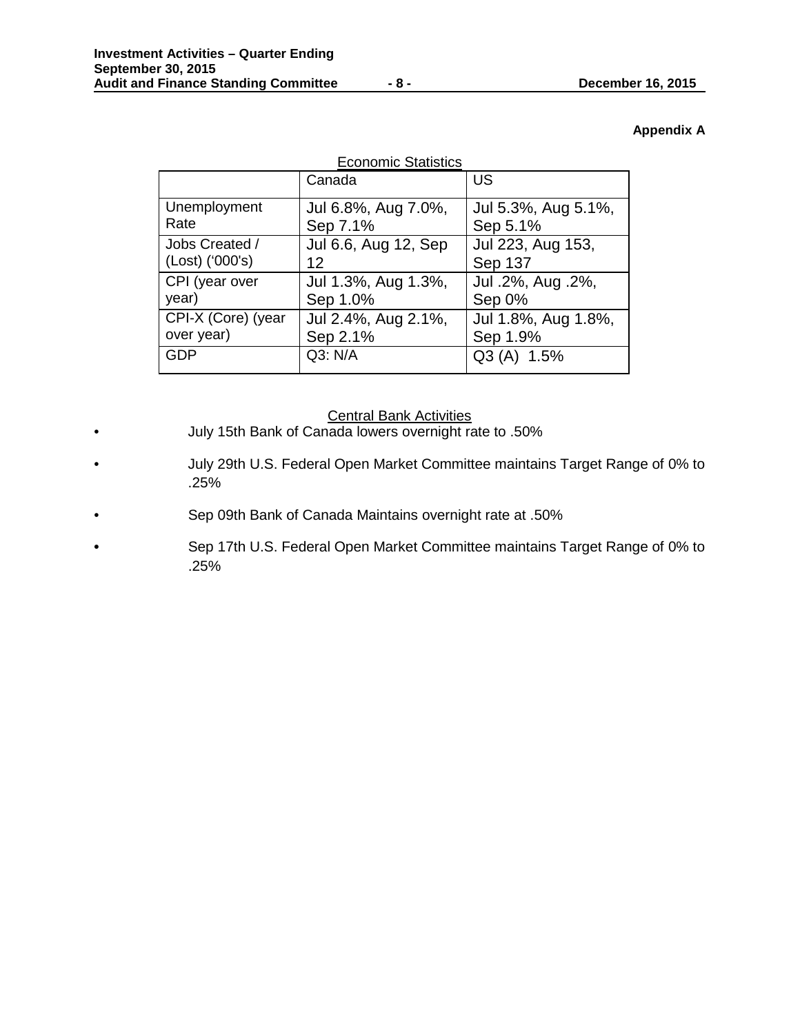**Appendix A**

Economic Statistics

| | Canada | US |
|---|---|---|
| Unemployment Rate | Jul 6.8%, Aug 7.0%, Sep 7.1% | Jul 5.3%, Aug 5.1%, Sep 5.1% |
| Jobs Created / (Lost) ('000's) | Jul 6.6, Aug 12, Sep 12 | Jul 223, Aug 153, Sep 137 |
| CPI (year over year) | Jul 1.3%, Aug 1.3%, Sep 1.0% | Jul .2%, Aug .2%, Sep 0% |
| CPI-X (Core) (year over year) | Jul 2.4%, Aug 2.1%, Sep 2.1% | Jul 1.8%, Aug 1.8%, Sep 1.9% |
| GDP | Q3: N/A | Q3 (A) 1.5% |

Central Bank Activities

- July 15th Bank of Canada lowers overnight rate to .50%
- July 29th U.S. Federal Open Market Committee maintains Target Range of 0% to .25%
- Sep 09th Bank of Canada Maintains overnight rate at .50%
- Sep 17th U.S. Federal Open Market Committee maintains Target Range of 0% to .25%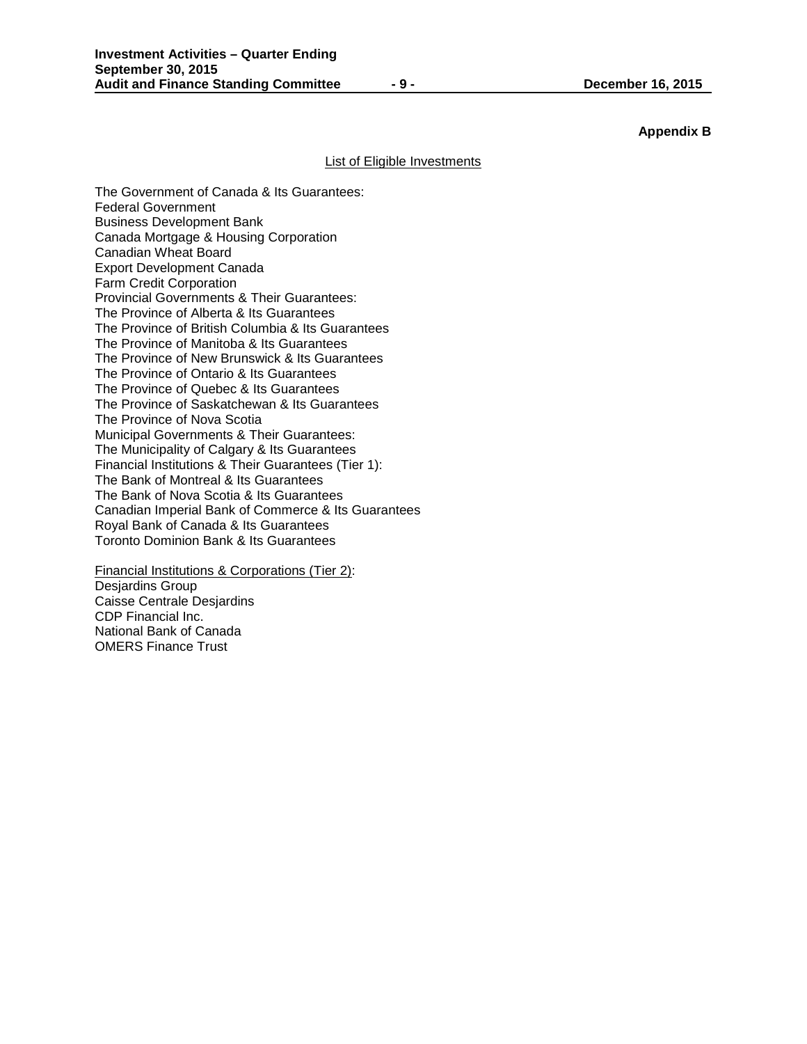**Appendix B**

List of Eligible Investments

The Government of Canada & Its Guarantees:
Federal Government
Business Development Bank
Canada Mortgage & Housing Corporation
Canadian Wheat Board
Export Development Canada
Farm Credit Corporation
Provincial Governments & Their Guarantees:
The Province of Alberta & Its Guarantees
The Province of British Columbia & Its Guarantees
The Province of Manitoba & Its Guarantees
The Province of New Brunswick & Its Guarantees
The Province of Ontario & Its Guarantees
The Province of Quebec & Its Guarantees
The Province of Saskatchewan & Its Guarantees
The Province of Nova Scotia
Municipal Governments & Their Guarantees:
The Municipality of Calgary & Its Guarantees
Financial Institutions & Their Guarantees (Tier 1):
The Bank of Montreal & Its Guarantees
The Bank of Nova Scotia & Its Guarantees
Canadian Imperial Bank of Commerce & Its Guarantees
Royal Bank of Canada & Its Guarantees
Toronto Dominion Bank & Its Guarantees

Financial Institutions & Corporations (Tier 2):
Desjardins Group
Caisse Centrale Desjardins
CDP Financial Inc.
National Bank of Canada
OMERS Finance Trust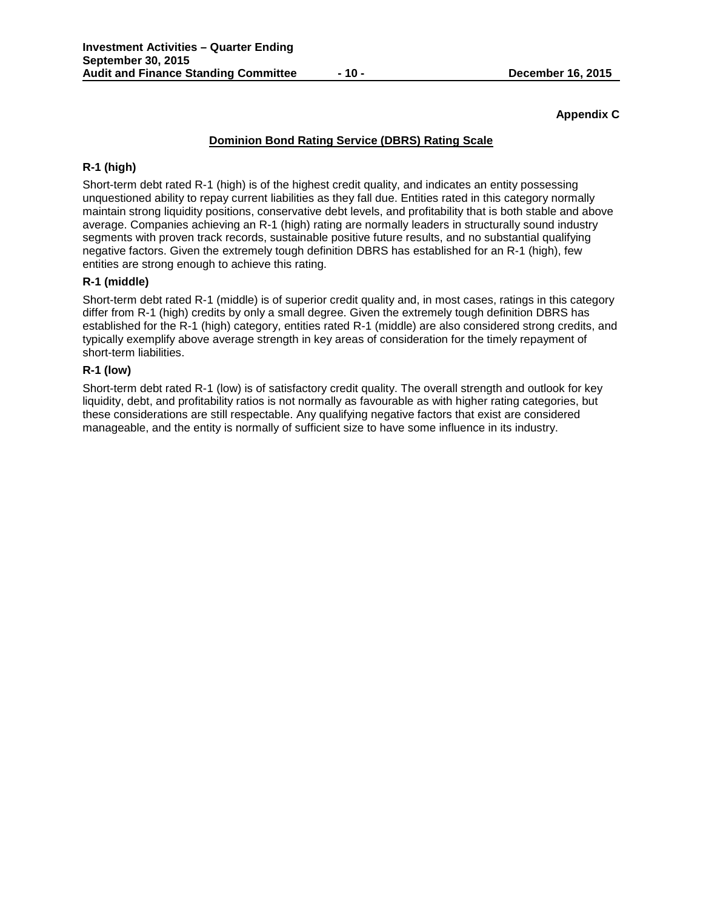**Appendix C**

## Dominion Bond Rating Service (DBRS) Rating Scale

### R-1 (high)

Short-term debt rated R-1 (high) is of the highest credit quality, and indicates an entity possessing unquestioned ability to repay current liabilities as they fall due. Entities rated in this category normally maintain strong liquidity positions, conservative debt levels, and profitability that is both stable and above average. Companies achieving an R-1 (high) rating are normally leaders in structurally sound industry segments with proven track records, sustainable positive future results, and no substantial qualifying negative factors. Given the extremely tough definition DBRS has established for an R-1 (high), few entities are strong enough to achieve this rating.

### R-1 (middle)

Short-term debt rated R-1 (middle) is of superior credit quality and, in most cases, ratings in this category differ from R-1 (high) credits by only a small degree. Given the extremely tough definition DBRS has established for the R-1 (high) category, entities rated R-1 (middle) are also considered strong credits, and typically exemplify above average strength in key areas of consideration for the timely repayment of short-term liabilities.

### R-1 (low)

Short-term debt rated R-1 (low) is of satisfactory credit quality. The overall strength and outlook for key liquidity, debt, and profitability ratios is not normally as favourable as with higher rating categories, but these considerations are still respectable. Any qualifying negative factors that exist are considered manageable, and the entity is normally of sufficient size to have some influence in its industry.